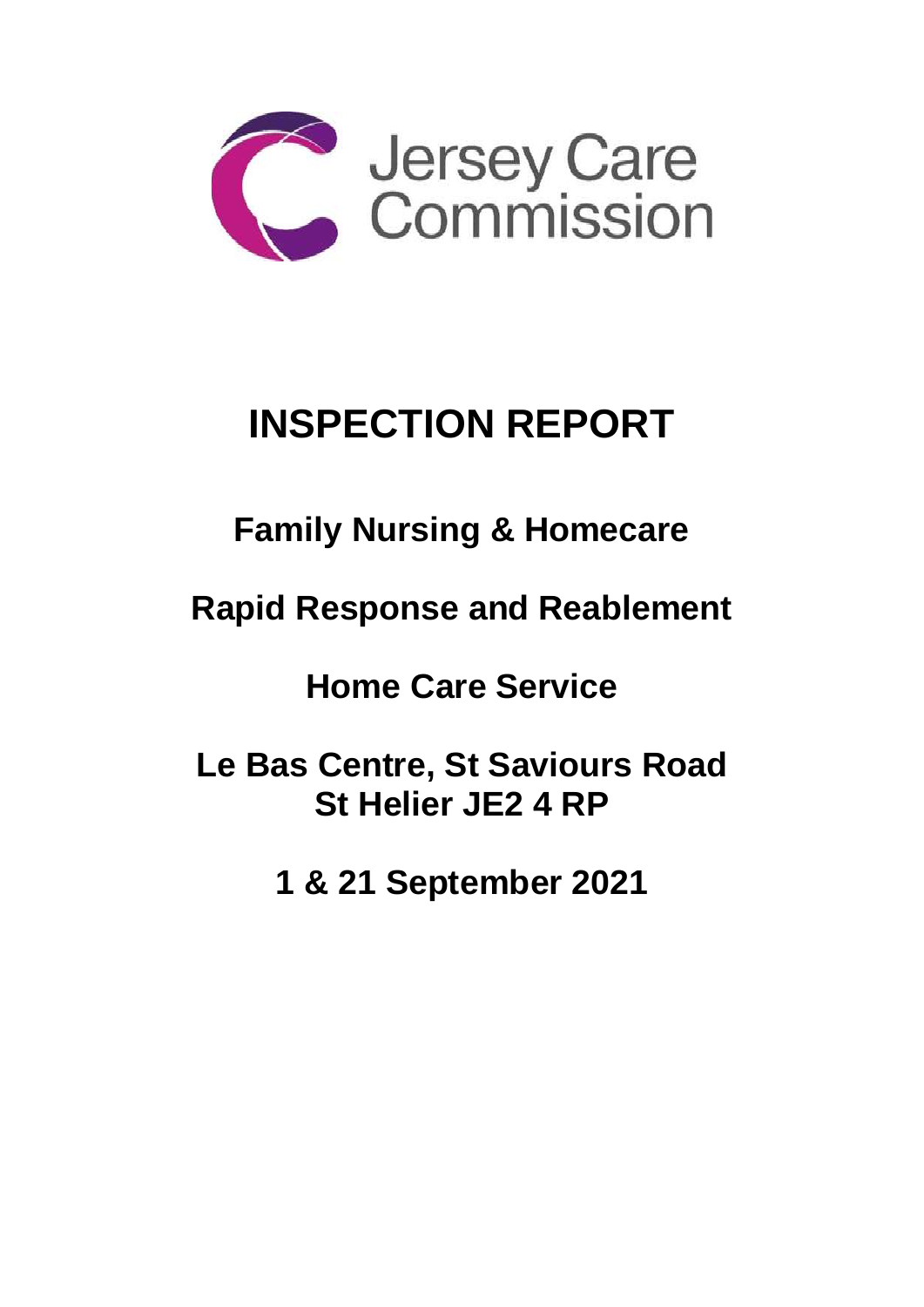Jersey Care Commission

# INSPECTION REPORT

## Family Nursing & Homecare

## Rapid Response and Reablement

## Home Care Service

## Le Bas Centre, St Saviours Road St Helier JE2 4 RP

## 1 & 21 September 2021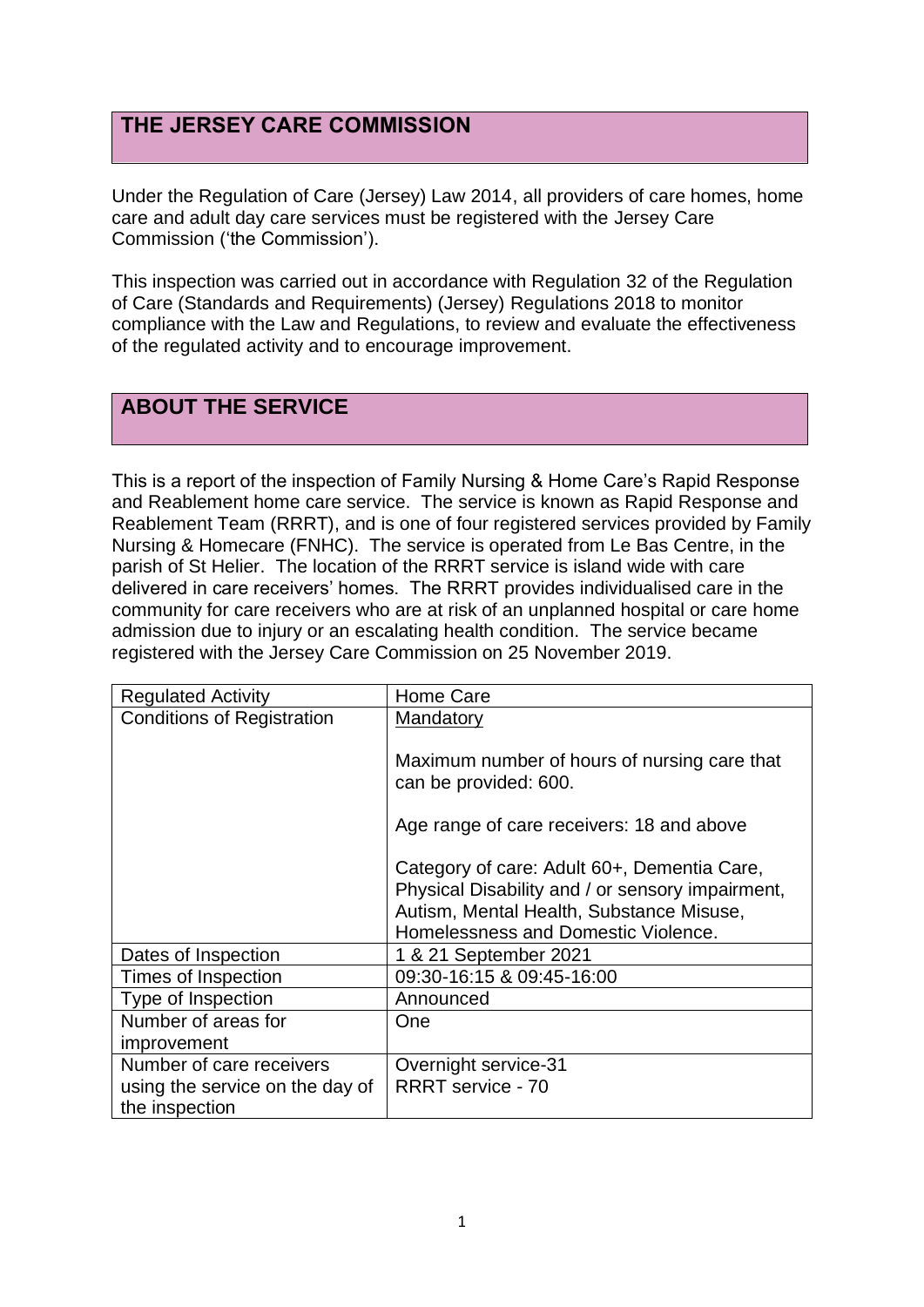## THE JERSEY CARE COMMISSION

Under the Regulation of Care (Jersey) Law 2014, all providers of care homes, home care and adult day care services must be registered with the Jersey Care Commission ('the Commission').

This inspection was carried out in accordance with Regulation 32 of the Regulation of Care (Standards and Requirements) (Jersey) Regulations 2018 to monitor compliance with the Law and Regulations, to review and evaluate the effectiveness of the regulated activity and to encourage improvement.

## ABOUT THE SERVICE

This is a report of the inspection of Family Nursing & Home Care's Rapid Response and Reablement home care service. The service is known as Rapid Response and Reablement Team (RRRT), and is one of four registered services provided by Family Nursing & Homecare (FNHC). The service is operated from Le Bas Centre, in the parish of St Helier. The location of the RRRT service is island wide with care delivered in care receivers' homes. The RRRT provides individualised care in the community for care receivers who are at risk of an unplanned hospital or care home admission due to injury or an escalating health condition. The service became registered with the Jersey Care Commission on 25 November 2019.

| Regulated Activity | Home Care |
|---|---|
| Conditions of Registration | Mandatory<br><br>Maximum number of hours of nursing care that can be provided: 600.<br><br>Age range of care receivers: 18 and above<br><br>Category of care: Adult 60+, Dementia Care, Physical Disability and / or sensory impairment, Autism, Mental Health, Substance Misuse, Homelessness and Domestic Violence. |
| Dates of Inspection | 1 & 21 September 2021 |
| Times of Inspection | 09:30-16:15 & 09:45-16:00 |
| Type of Inspection | Announced |
| Number of areas for improvement | One |
| Number of care receivers using the service on the day of the inspection | Overnight service-31<br>RRRT service - 70 |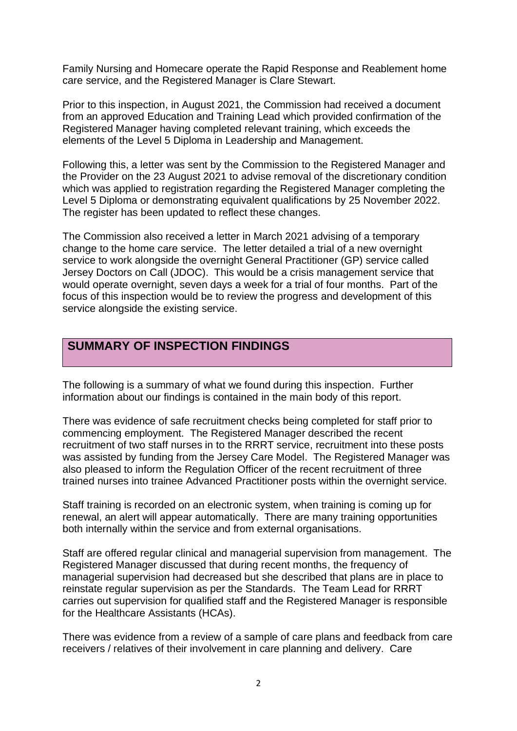Family Nursing and Homecare operate the Rapid Response and Reablement home care service, and the Registered Manager is Clare Stewart.

Prior to this inspection, in August 2021, the Commission had received a document from an approved Education and Training Lead which provided confirmation of the Registered Manager having completed relevant training, which exceeds the elements of the Level 5 Diploma in Leadership and Management.

Following this, a letter was sent by the Commission to the Registered Manager and the Provider on the 23 August 2021 to advise removal of the discretionary condition which was applied to registration regarding the Registered Manager completing the Level 5 Diploma or demonstrating equivalent qualifications by 25 November 2022. The register has been updated to reflect these changes.

The Commission also received a letter in March 2021 advising of a temporary change to the home care service. The letter detailed a trial of a new overnight service to work alongside the overnight General Practitioner (GP) service called Jersey Doctors on Call (JDOC). This would be a crisis management service that would operate overnight, seven days a week for a trial of four months. Part of the focus of this inspection would be to review the progress and development of this service alongside the existing service.

## SUMMARY OF INSPECTION FINDINGS

The following is a summary of what we found during this inspection. Further information about our findings is contained in the main body of this report.

There was evidence of safe recruitment checks being completed for staff prior to commencing employment. The Registered Manager described the recent recruitment of two staff nurses in to the RRRT service, recruitment into these posts was assisted by funding from the Jersey Care Model. The Registered Manager was also pleased to inform the Regulation Officer of the recent recruitment of three trained nurses into trainee Advanced Practitioner posts within the overnight service.

Staff training is recorded on an electronic system, when training is coming up for renewal, an alert will appear automatically. There are many training opportunities both internally within the service and from external organisations.

Staff are offered regular clinical and managerial supervision from management. The Registered Manager discussed that during recent months, the frequency of managerial supervision had decreased but she described that plans are in place to reinstate regular supervision as per the Standards. The Team Lead for RRRT carries out supervision for qualified staff and the Registered Manager is responsible for the Healthcare Assistants (HCAs).

There was evidence from a review of a sample of care plans and feedback from care receivers / relatives of their involvement in care planning and delivery. Care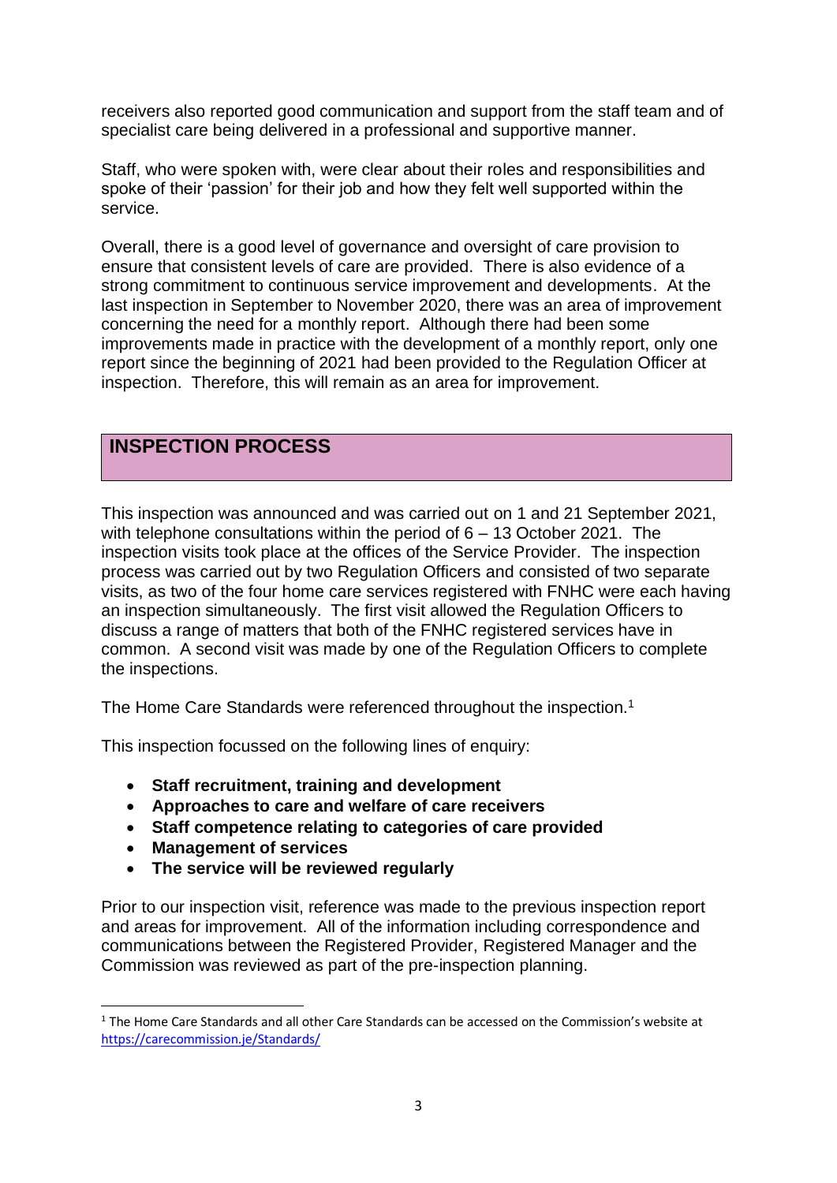receivers also reported good communication and support from the staff team and of specialist care being delivered in a professional and supportive manner.

Staff, who were spoken with, were clear about their roles and responsibilities and spoke of their 'passion' for their job and how they felt well supported within the service.

Overall, there is a good level of governance and oversight of care provision to ensure that consistent levels of care are provided. There is also evidence of a strong commitment to continuous service improvement and developments. At the last inspection in September to November 2020, there was an area of improvement concerning the need for a monthly report. Although there had been some improvements made in practice with the development of a monthly report, only one report since the beginning of 2021 had been provided to the Regulation Officer at inspection. Therefore, this will remain as an area for improvement.

## INSPECTION PROCESS

This inspection was announced and was carried out on 1 and 21 September 2021, with telephone consultations within the period of 6 – 13 October 2021. The inspection visits took place at the offices of the Service Provider. The inspection process was carried out by two Regulation Officers and consisted of two separate visits, as two of the four home care services registered with FNHC were each having an inspection simultaneously. The first visit allowed the Regulation Officers to discuss a range of matters that both of the FNHC registered services have in common. A second visit was made by one of the Regulation Officers to complete the inspections.

The Home Care Standards were referenced throughout the inspection.[1]

This inspection focussed on the following lines of enquiry:

- **Staff recruitment, training and development**
- **Approaches to care and welfare of care receivers**
- **Staff competence relating to categories of care provided**
- **Management of services**
- **The service will be reviewed regularly**

Prior to our inspection visit, reference was made to the previous inspection report and areas for improvement. All of the information including correspondence and communications between the Registered Provider, Registered Manager and the Commission was reviewed as part of the pre-inspection planning.

[1] The Home Care Standards and all other Care Standards can be accessed on the Commission's website at https://carecommission.je/Standards/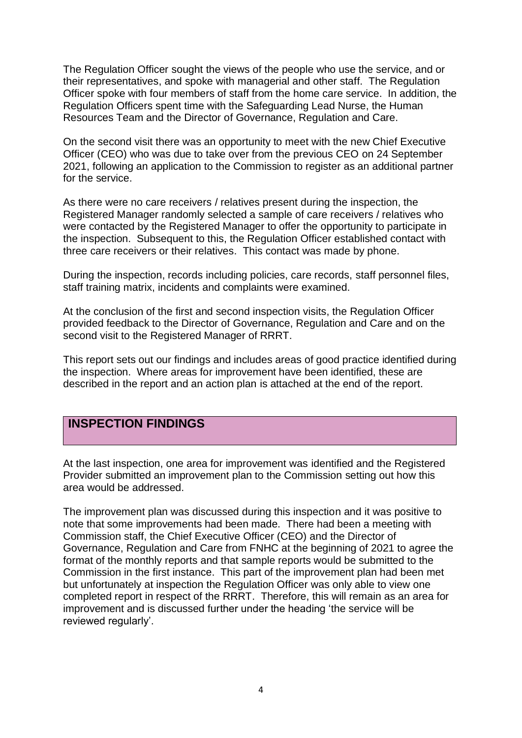The Regulation Officer sought the views of the people who use the service, and or their representatives, and spoke with managerial and other staff. The Regulation Officer spoke with four members of staff from the home care service. In addition, the Regulation Officers spent time with the Safeguarding Lead Nurse, the Human Resources Team and the Director of Governance, Regulation and Care.

On the second visit there was an opportunity to meet with the new Chief Executive Officer (CEO) who was due to take over from the previous CEO on 24 September 2021, following an application to the Commission to register as an additional partner for the service.

As there were no care receivers / relatives present during the inspection, the Registered Manager randomly selected a sample of care receivers / relatives who were contacted by the Registered Manager to offer the opportunity to participate in the inspection. Subsequent to this, the Regulation Officer established contact with three care receivers or their relatives. This contact was made by phone.

During the inspection, records including policies, care records, staff personnel files, staff training matrix, incidents and complaints were examined.

At the conclusion of the first and second inspection visits, the Regulation Officer provided feedback to the Director of Governance, Regulation and Care and on the second visit to the Registered Manager of RRRT.

This report sets out our findings and includes areas of good practice identified during the inspection. Where areas for improvement have been identified, these are described in the report and an action plan is attached at the end of the report.

## INSPECTION FINDINGS

At the last inspection, one area for improvement was identified and the Registered Provider submitted an improvement plan to the Commission setting out how this area would be addressed.

The improvement plan was discussed during this inspection and it was positive to note that some improvements had been made. There had been a meeting with Commission staff, the Chief Executive Officer (CEO) and the Director of Governance, Regulation and Care from FNHC at the beginning of 2021 to agree the format of the monthly reports and that sample reports would be submitted to the Commission in the first instance. This part of the improvement plan had been met but unfortunately at inspection the Regulation Officer was only able to view one completed report in respect of the RRRT. Therefore, this will remain as an area for improvement and is discussed further under the heading 'the service will be reviewed regularly'.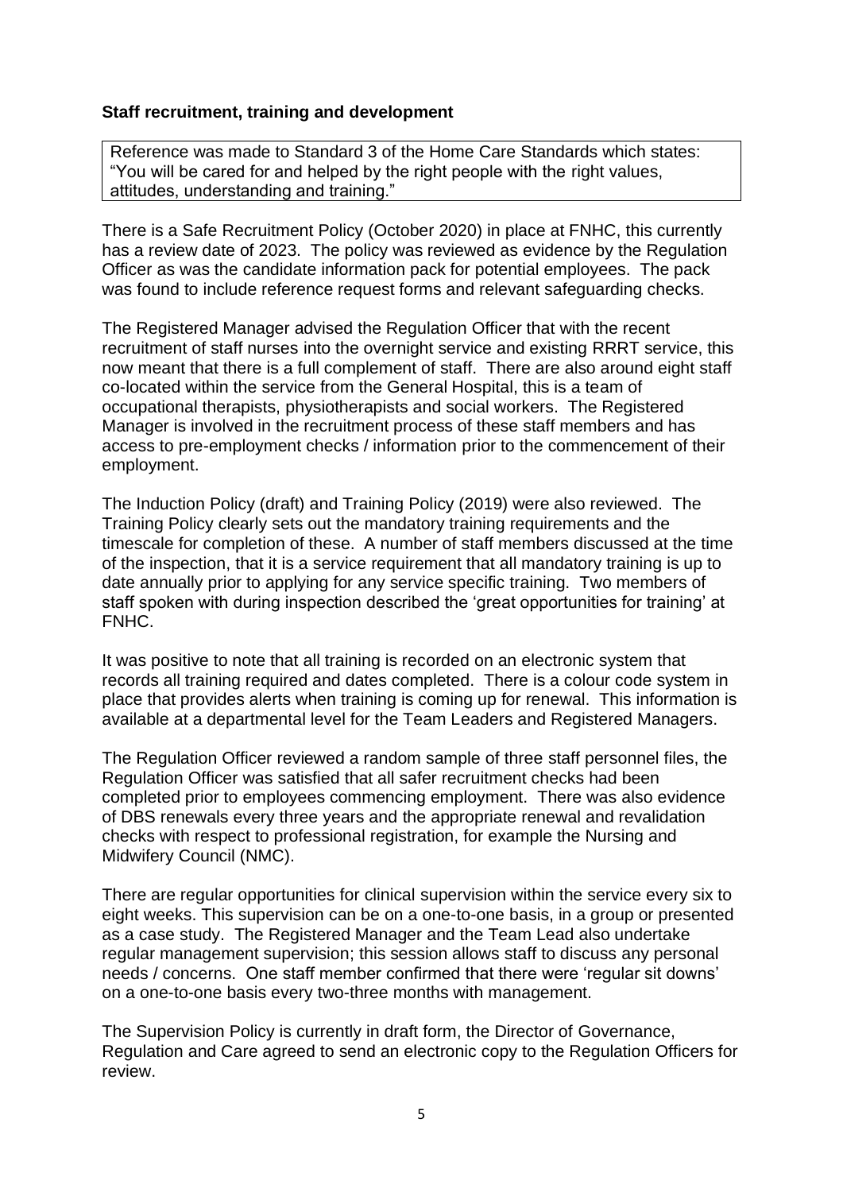**Staff recruitment, training and development**

> Reference was made to Standard 3 of the Home Care Standards which states: "You will be cared for and helped by the right people with the right values, attitudes, understanding and training."

There is a Safe Recruitment Policy (October 2020) in place at FNHC, this currently has a review date of 2023. The policy was reviewed as evidence by the Regulation Officer as was the candidate information pack for potential employees. The pack was found to include reference request forms and relevant safeguarding checks.

The Registered Manager advised the Regulation Officer that with the recent recruitment of staff nurses into the overnight service and existing RRRT service, this now meant that there is a full complement of staff. There are also around eight staff co-located within the service from the General Hospital, this is a team of occupational therapists, physiotherapists and social workers. The Registered Manager is involved in the recruitment process of these staff members and has access to pre-employment checks / information prior to the commencement of their employment.

The Induction Policy (draft) and Training Policy (2019) were also reviewed. The Training Policy clearly sets out the mandatory training requirements and the timescale for completion of these. A number of staff members discussed at the time of the inspection, that it is a service requirement that all mandatory training is up to date annually prior to applying for any service specific training. Two members of staff spoken with during inspection described the 'great opportunities for training' at FNHC.

It was positive to note that all training is recorded on an electronic system that records all training required and dates completed. There is a colour code system in place that provides alerts when training is coming up for renewal. This information is available at a departmental level for the Team Leaders and Registered Managers.

The Regulation Officer reviewed a random sample of three staff personnel files, the Regulation Officer was satisfied that all safer recruitment checks had been completed prior to employees commencing employment. There was also evidence of DBS renewals every three years and the appropriate renewal and revalidation checks with respect to professional registration, for example the Nursing and Midwifery Council (NMC).

There are regular opportunities for clinical supervision within the service every six to eight weeks. This supervision can be on a one-to-one basis, in a group or presented as a case study. The Registered Manager and the Team Lead also undertake regular management supervision; this session allows staff to discuss any personal needs / concerns. One staff member confirmed that there were 'regular sit downs' on a one-to-one basis every two-three months with management.

The Supervision Policy is currently in draft form, the Director of Governance, Regulation and Care agreed to send an electronic copy to the Regulation Officers for review.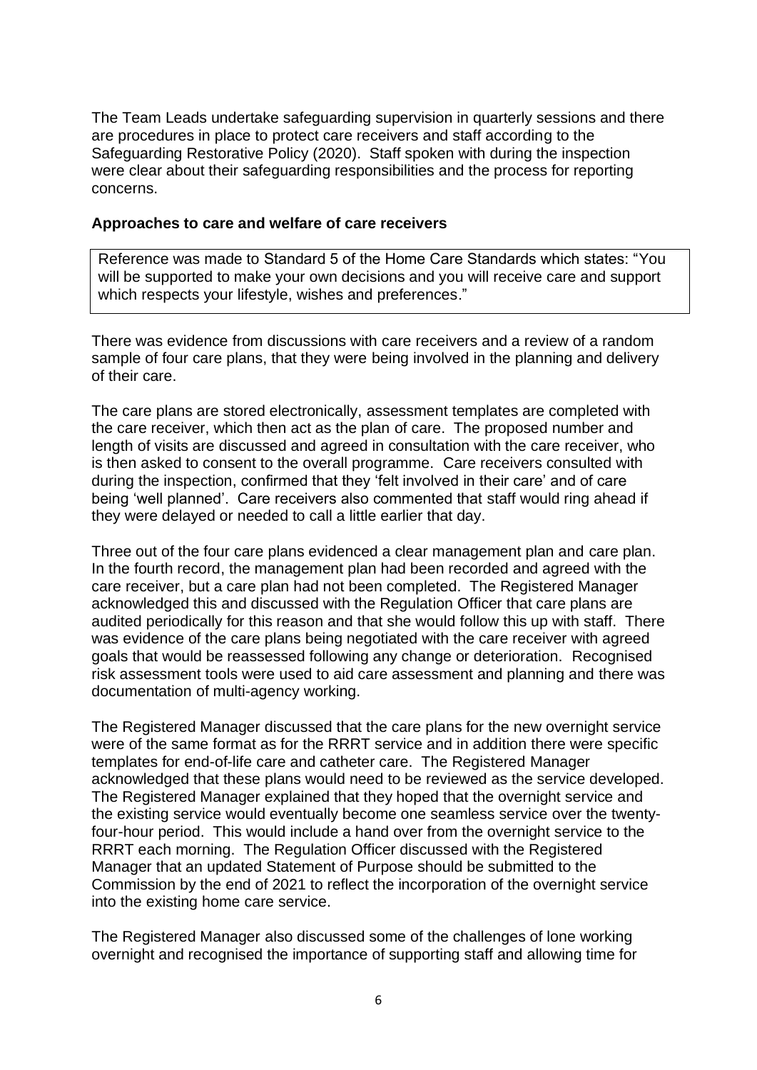The Team Leads undertake safeguarding supervision in quarterly sessions and there are procedures in place to protect care receivers and staff according to the Safeguarding Restorative Policy (2020). Staff spoken with during the inspection were clear about their safeguarding responsibilities and the process for reporting concerns.

### Approaches to care and welfare of care receivers

Reference was made to Standard 5 of the Home Care Standards which states: "You will be supported to make your own decisions and you will receive care and support which respects your lifestyle, wishes and preferences."

There was evidence from discussions with care receivers and a review of a random sample of four care plans, that they were being involved in the planning and delivery of their care.

The care plans are stored electronically, assessment templates are completed with the care receiver, which then act as the plan of care. The proposed number and length of visits are discussed and agreed in consultation with the care receiver, who is then asked to consent to the overall programme. Care receivers consulted with during the inspection, confirmed that they 'felt involved in their care' and of care being 'well planned'. Care receivers also commented that staff would ring ahead if they were delayed or needed to call a little earlier that day.

Three out of the four care plans evidenced a clear management plan and care plan. In the fourth record, the management plan had been recorded and agreed with the care receiver, but a care plan had not been completed. The Registered Manager acknowledged this and discussed with the Regulation Officer that care plans are audited periodically for this reason and that she would follow this up with staff. There was evidence of the care plans being negotiated with the care receiver with agreed goals that would be reassessed following any change or deterioration. Recognised risk assessment tools were used to aid care assessment and planning and there was documentation of multi-agency working.

The Registered Manager discussed that the care plans for the new overnight service were of the same format as for the RRRT service and in addition there were specific templates for end-of-life care and catheter care. The Registered Manager acknowledged that these plans would need to be reviewed as the service developed. The Registered Manager explained that they hoped that the overnight service and the existing service would eventually become one seamless service over the twenty-four-hour period. This would include a hand over from the overnight service to the RRRT each morning. The Regulation Officer discussed with the Registered Manager that an updated Statement of Purpose should be submitted to the Commission by the end of 2021 to reflect the incorporation of the overnight service into the existing home care service.

The Registered Manager also discussed some of the challenges of lone working overnight and recognised the importance of supporting staff and allowing time for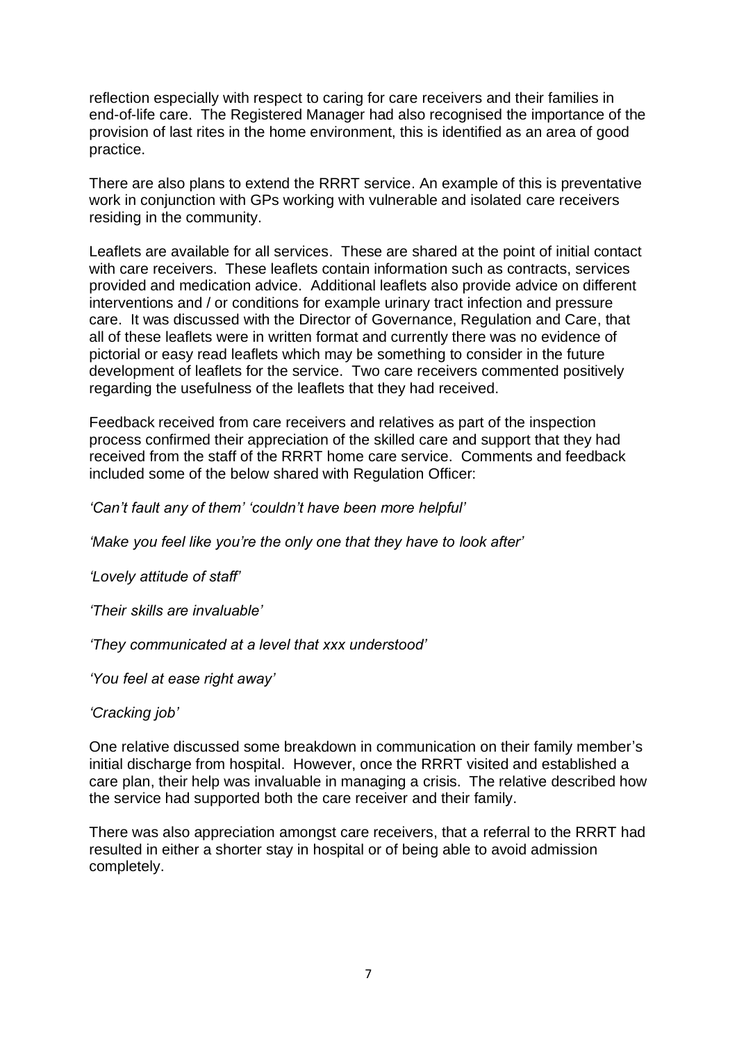reflection especially with respect to caring for care receivers and their families in end-of-life care. The Registered Manager had also recognised the importance of the provision of last rites in the home environment, this is identified as an area of good practice.

There are also plans to extend the RRRT service. An example of this is preventative work in conjunction with GPs working with vulnerable and isolated care receivers residing in the community.

Leaflets are available for all services. These are shared at the point of initial contact with care receivers. These leaflets contain information such as contracts, services provided and medication advice. Additional leaflets also provide advice on different interventions and / or conditions for example urinary tract infection and pressure care. It was discussed with the Director of Governance, Regulation and Care, that all of these leaflets were in written format and currently there was no evidence of pictorial or easy read leaflets which may be something to consider in the future development of leaflets for the service. Two care receivers commented positively regarding the usefulness of the leaflets that they had received.

Feedback received from care receivers and relatives as part of the inspection process confirmed their appreciation of the skilled care and support that they had received from the staff of the RRRT home care service. Comments and feedback included some of the below shared with Regulation Officer:

*'Can't fault any of them' 'couldn't have been more helpful'*

*'Make you feel like you're the only one that they have to look after'*

*'Lovely attitude of staff'*

*'Their skills are invaluable'*

*'They communicated at a level that xxx understood'*

*'You feel at ease right away'*

*'Cracking job'*

One relative discussed some breakdown in communication on their family member's initial discharge from hospital. However, once the RRRT visited and established a care plan, their help was invaluable in managing a crisis. The relative described how the service had supported both the care receiver and their family.

There was also appreciation amongst care receivers, that a referral to the RRRT had resulted in either a shorter stay in hospital or of being able to avoid admission completely.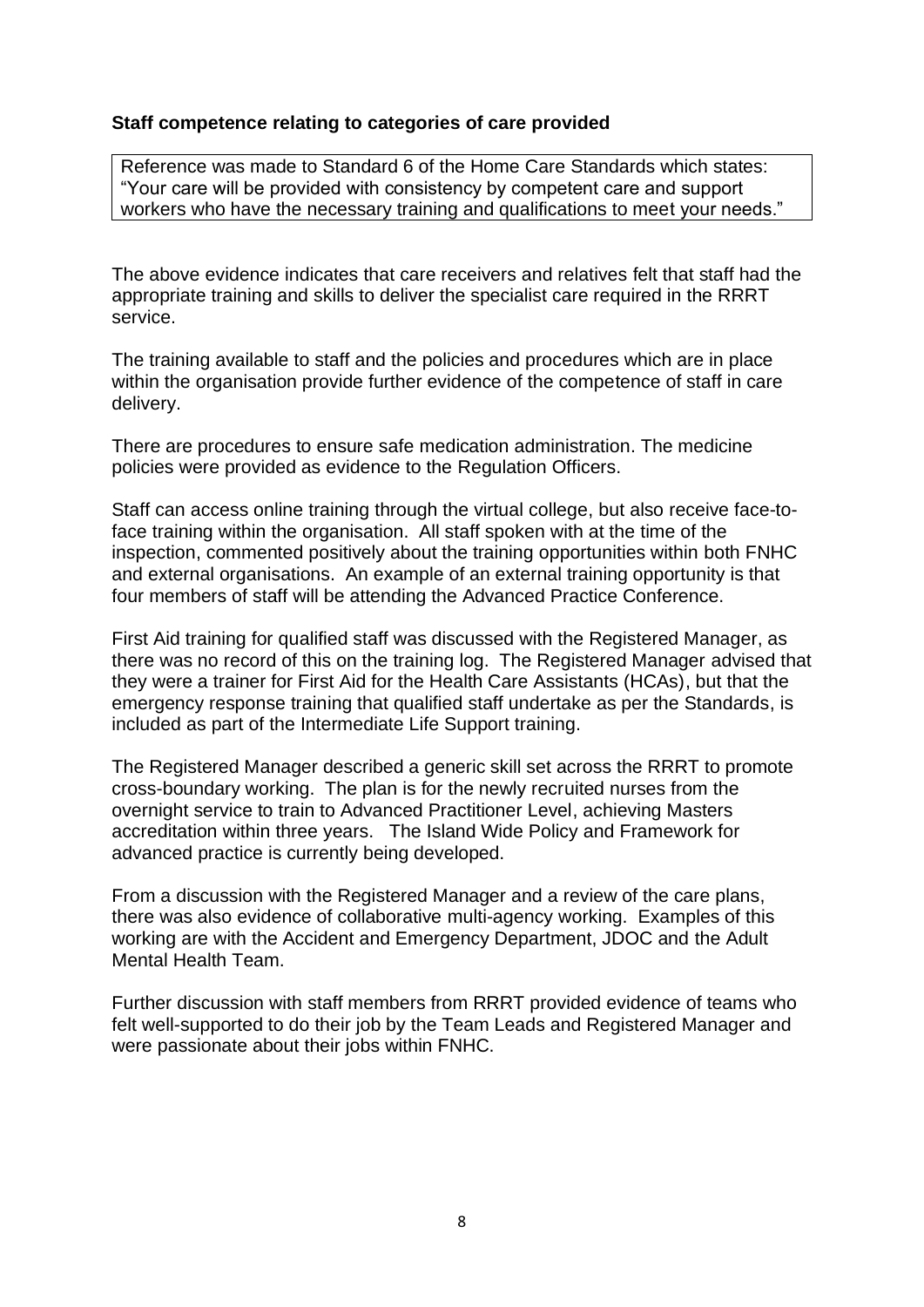**Staff competence relating to categories of care provided**

Reference was made to Standard 6 of the Home Care Standards which states: "Your care will be provided with consistency by competent care and support workers who have the necessary training and qualifications to meet your needs."

The above evidence indicates that care receivers and relatives felt that staff had the appropriate training and skills to deliver the specialist care required in the RRRT service.

The training available to staff and the policies and procedures which are in place within the organisation provide further evidence of the competence of staff in care delivery.

There are procedures to ensure safe medication administration. The medicine policies were provided as evidence to the Regulation Officers.

Staff can access online training through the virtual college, but also receive face-to-face training within the organisation. All staff spoken with at the time of the inspection, commented positively about the training opportunities within both FNHC and external organisations. An example of an external training opportunity is that four members of staff will be attending the Advanced Practice Conference.

First Aid training for qualified staff was discussed with the Registered Manager, as there was no record of this on the training log. The Registered Manager advised that they were a trainer for First Aid for the Health Care Assistants (HCAs), but that the emergency response training that qualified staff undertake as per the Standards, is included as part of the Intermediate Life Support training.

The Registered Manager described a generic skill set across the RRRT to promote cross-boundary working. The plan is for the newly recruited nurses from the overnight service to train to Advanced Practitioner Level, achieving Masters accreditation within three years. The Island Wide Policy and Framework for advanced practice is currently being developed.

From a discussion with the Registered Manager and a review of the care plans, there was also evidence of collaborative multi-agency working. Examples of this working are with the Accident and Emergency Department, JDOC and the Adult Mental Health Team.

Further discussion with staff members from RRRT provided evidence of teams who felt well-supported to do their job by the Team Leads and Registered Manager and were passionate about their jobs within FNHC.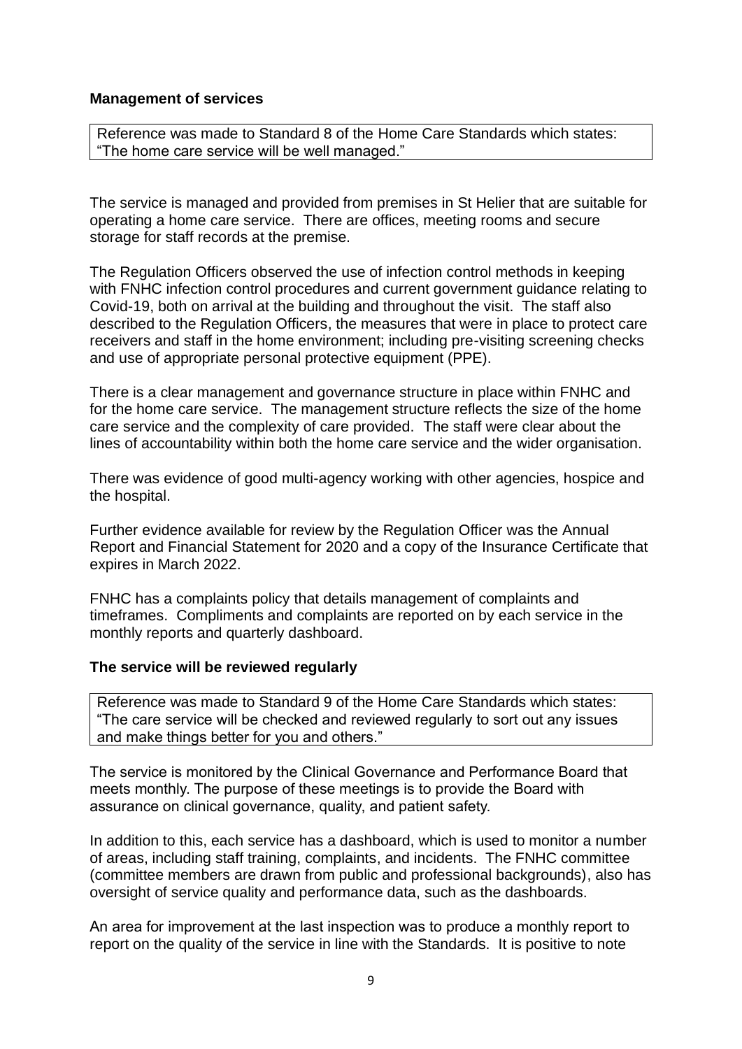**Management of services**

Reference was made to Standard 8 of the Home Care Standards which states: "The home care service will be well managed."

The service is managed and provided from premises in St Helier that are suitable for operating a home care service. There are offices, meeting rooms and secure storage for staff records at the premise.

The Regulation Officers observed the use of infection control methods in keeping with FNHC infection control procedures and current government guidance relating to Covid-19, both on arrival at the building and throughout the visit. The staff also described to the Regulation Officers, the measures that were in place to protect care receivers and staff in the home environment; including pre-visiting screening checks and use of appropriate personal protective equipment (PPE).

There is a clear management and governance structure in place within FNHC and for the home care service. The management structure reflects the size of the home care service and the complexity of care provided. The staff were clear about the lines of accountability within both the home care service and the wider organisation.

There was evidence of good multi-agency working with other agencies, hospice and the hospital.

Further evidence available for review by the Regulation Officer was the Annual Report and Financial Statement for 2020 and a copy of the Insurance Certificate that expires in March 2022.

FNHC has a complaints policy that details management of complaints and timeframes. Compliments and complaints are reported on by each service in the monthly reports and quarterly dashboard.

**The service will be reviewed regularly**

Reference was made to Standard 9 of the Home Care Standards which states: "The care service will be checked and reviewed regularly to sort out any issues and make things better for you and others."

The service is monitored by the Clinical Governance and Performance Board that meets monthly. The purpose of these meetings is to provide the Board with assurance on clinical governance, quality, and patient safety.

In addition to this, each service has a dashboard, which is used to monitor a number of areas, including staff training, complaints, and incidents. The FNHC committee (committee members are drawn from public and professional backgrounds), also has oversight of service quality and performance data, such as the dashboards.

An area for improvement at the last inspection was to produce a monthly report to report on the quality of the service in line with the Standards. It is positive to note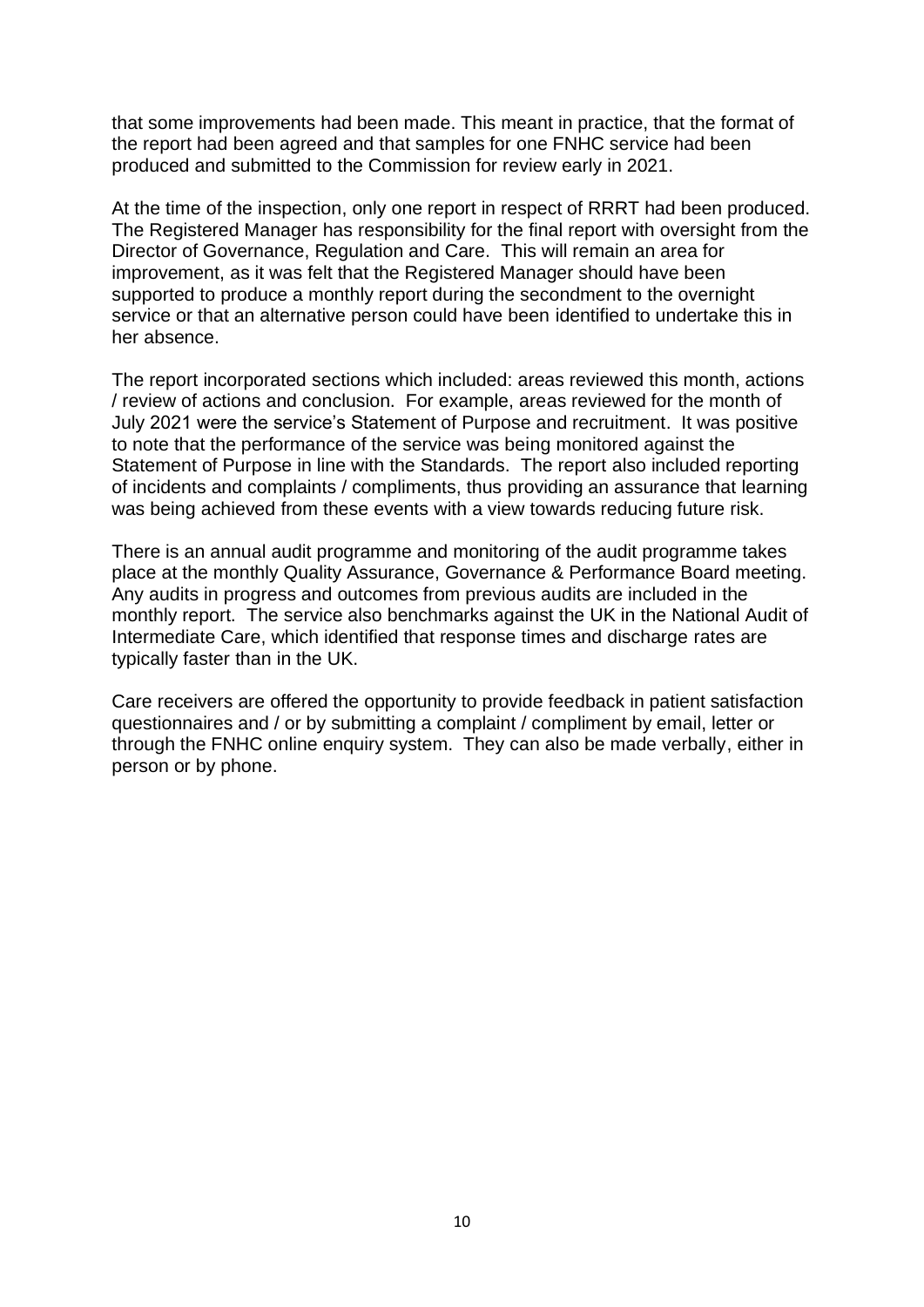that some improvements had been made. This meant in practice, that the format of the report had been agreed and that samples for one FNHC service had been produced and submitted to the Commission for review early in 2021.

At the time of the inspection, only one report in respect of RRRT had been produced. The Registered Manager has responsibility for the final report with oversight from the Director of Governance, Regulation and Care. This will remain an area for improvement, as it was felt that the Registered Manager should have been supported to produce a monthly report during the secondment to the overnight service or that an alternative person could have been identified to undertake this in her absence.

The report incorporated sections which included: areas reviewed this month, actions / review of actions and conclusion. For example, areas reviewed for the month of July 2021 were the service's Statement of Purpose and recruitment. It was positive to note that the performance of the service was being monitored against the Statement of Purpose in line with the Standards. The report also included reporting of incidents and complaints / compliments, thus providing an assurance that learning was being achieved from these events with a view towards reducing future risk.

There is an annual audit programme and monitoring of the audit programme takes place at the monthly Quality Assurance, Governance & Performance Board meeting. Any audits in progress and outcomes from previous audits are included in the monthly report. The service also benchmarks against the UK in the National Audit of Intermediate Care, which identified that response times and discharge rates are typically faster than in the UK.

Care receivers are offered the opportunity to provide feedback in patient satisfaction questionnaires and / or by submitting a complaint / compliment by email, letter or through the FNHC online enquiry system. They can also be made verbally, either in person or by phone.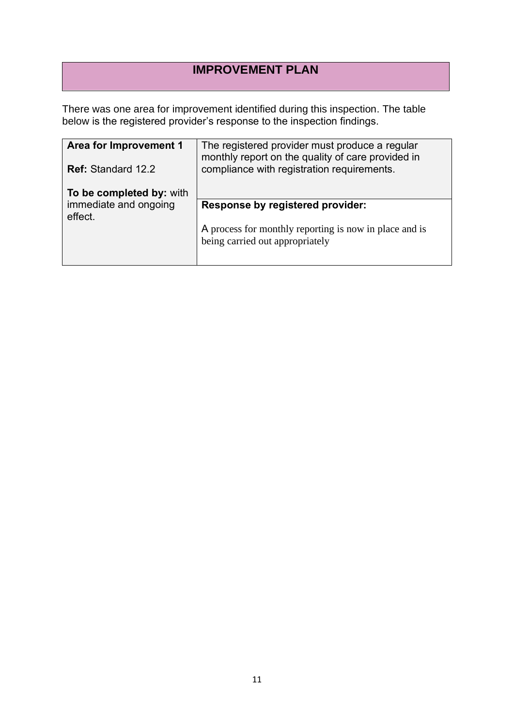# IMPROVEMENT PLAN

There was one area for improvement identified during this inspection. The table below is the registered provider's response to the inspection findings.

| | |
|---|---|
| **Area for Improvement 1**<br><br>**Ref:** Standard 12.2<br><br>**To be completed by:** with immediate and ongoing effect. | The registered provider must produce a regular monthly report on the quality of care provided in compliance with registration requirements.<br><br>**Response by registered provider:**<br><br>A process for monthly reporting is now in place and is being carried out appropriately |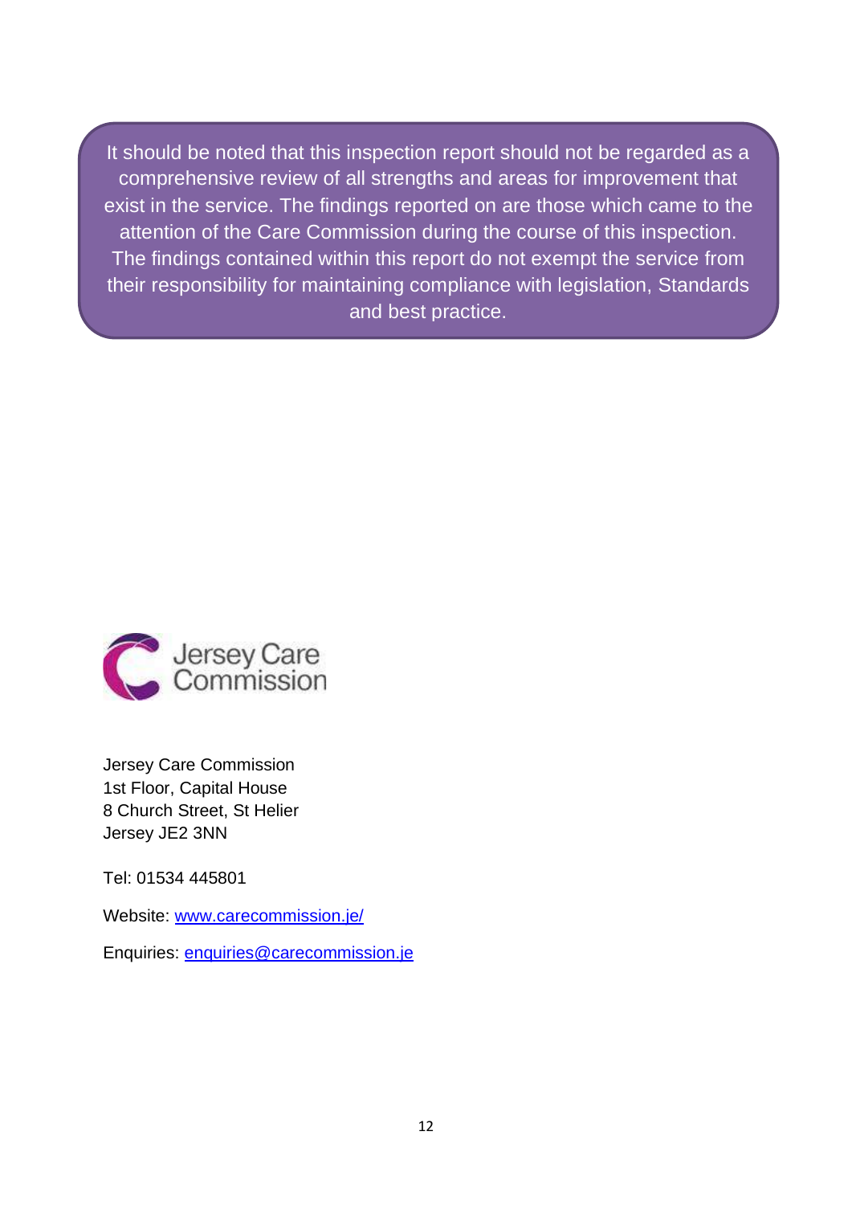It should be noted that this inspection report should not be regarded as a comprehensive review of all strengths and areas for improvement that exist in the service. The findings reported on are those which came to the attention of the Care Commission during the course of this inspection. The findings contained within this report do not exempt the service from their responsibility for maintaining compliance with legislation, Standards and best practice.

Jersey Care Commission

Jersey Care Commission
1st Floor, Capital House
8 Church Street, St Helier
Jersey JE2 3NN

Tel: 01534 445801

Website: [www.carecommission.je/](www.carecommission.je/)

Enquiries: [enquiries@carecommission.je](mailto:enquiries@carecommission.je)